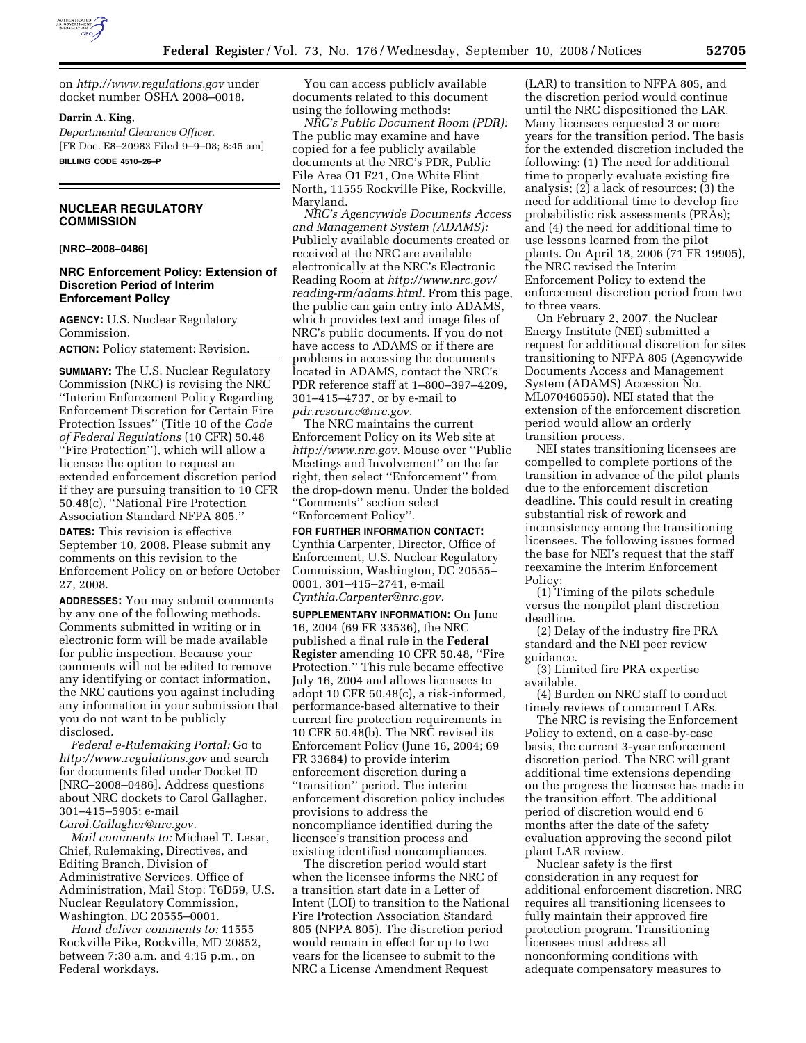on *http://www.regulations.gov* under docket number OSHA 2008–0018.

**Darrin A. King,**

*Departmental Clearance Officer.*

[FR Doc. E8–20983 Filed 9–9–08; 8:45 am]

**BILLING CODE 4510–26–P**

## NUCLEAR REGULATORY COMMISSION

**[NRC–2008–0486]**

### NRC Enforcement Policy: Extension of Discretion Period of Interim Enforcement Policy

**AGENCY:** U.S. Nuclear Regulatory Commission.

**ACTION:** Policy statement: Revision.

**SUMMARY:** The U.S. Nuclear Regulatory Commission (NRC) is revising the NRC ''Interim Enforcement Policy Regarding Enforcement Discretion for Certain Fire Protection Issues'' (Title 10 of the *Code of Federal Regulations* (10 CFR) 50.48 ''Fire Protection''), which will allow a licensee the option to request an extended enforcement discretion period if they are pursuing transition to 10 CFR 50.48(c), ''National Fire Protection Association Standard NFPA 805.''

**DATES:** This revision is effective September 10, 2008. Please submit any comments on this revision to the Enforcement Policy on or before October 27, 2008.

**ADDRESSES:** You may submit comments by any one of the following methods. Comments submitted in writing or in electronic form will be made available for public inspection. Because your comments will not be edited to remove any identifying or contact information, the NRC cautions you against including any information in your submission that you do not want to be publicly disclosed.

*Federal e-Rulemaking Portal:* Go to *http://www.regulations.gov* and search for documents filed under Docket ID [NRC–2008–0486]. Address questions about NRC dockets to Carol Gallagher, 301–415–5905; e-mail *Carol.Gallagher@nrc.gov.*

*Mail comments to:* Michael T. Lesar, Chief, Rulemaking, Directives, and Editing Branch, Division of Administrative Services, Office of Administration, Mail Stop: T6D59, U.S. Nuclear Regulatory Commission, Washington, DC 20555–0001.

*Hand deliver comments to:* 11555 Rockville Pike, Rockville, MD 20852, between 7:30 a.m. and 4:15 p.m., on Federal workdays.

You can access publicly available documents related to this document using the following methods:

*NRC's Public Document Room (PDR):* The public may examine and have copied for a fee publicly available documents at the NRC's PDR, Public File Area O1 F21, One White Flint North, 11555 Rockville Pike, Rockville, Maryland.

*NRC's Agencywide Documents Access and Management System (ADAMS):* Publicly available documents created or received at the NRC are available electronically at the NRC's Electronic Reading Room at *http://www.nrc.gov/reading-rm/adams.html.* From this page, the public can gain entry into ADAMS, which provides text and image files of NRC's public documents. If you do not have access to ADAMS or if there are problems in accessing the documents located in ADAMS, contact the NRC's PDR reference staff at 1–800–397–4209, 301–415–4737, or by e-mail to *pdr.resource@nrc.gov.*

The NRC maintains the current Enforcement Policy on its Web site at *http://www.nrc.gov.* Mouse over ''Public Meetings and Involvement'' on the far right, then select ''Enforcement'' from the drop-down menu. Under the bolded ''Comments'' section select ''Enforcement Policy''.

**FOR FURTHER INFORMATION CONTACT:** Cynthia Carpenter, Director, Office of Enforcement, U.S. Nuclear Regulatory Commission, Washington, DC 20555–0001, 301–415–2741, e-mail *Cynthia.Carpenter@nrc.gov.*

**SUPPLEMENTARY INFORMATION:** On June 16, 2004 (69 FR 33536), the NRC published a final rule in the **Federal Register** amending 10 CFR 50.48, ''Fire Protection.'' This rule became effective July 16, 2004 and allows licensees to adopt 10 CFR 50.48(c), a risk-informed, performance-based alternative to their current fire protection requirements in 10 CFR 50.48(b). The NRC revised its Enforcement Policy (June 16, 2004; 69 FR 33684) to provide interim enforcement discretion during a ''transition'' period. The interim enforcement discretion policy includes provisions to address the noncompliance identified during the licensee's transition process and existing identified noncompliances.

The discretion period would start when the licensee informs the NRC of a transition start date in a Letter of Intent (LOI) to transition to the National Fire Protection Association Standard 805 (NFPA 805). The discretion period would remain in effect for up to two years for the licensee to submit to the NRC a License Amendment Request (LAR) to transition to NFPA 805, and the discretion period would continue until the NRC dispositioned the LAR. Many licensees requested 3 or more years for the transition period. The basis for the extended discretion included the following: (1) The need for additional time to properly evaluate existing fire analysis; (2) a lack of resources; (3) the need for additional time to develop fire probabilistic risk assessments (PRAs); and (4) the need for additional time to use lessons learned from the pilot plants. On April 18, 2006 (71 FR 19905), the NRC revised the Interim Enforcement Policy to extend the enforcement discretion period from two to three years.

On February 2, 2007, the Nuclear Energy Institute (NEI) submitted a request for additional discretion for sites transitioning to NFPA 805 (Agencywide Documents Access and Management System (ADAMS) Accession No. ML070460550). NEI stated that the extension of the enforcement discretion period would allow an orderly transition process.

NEI states transitioning licensees are compelled to complete portions of the transition in advance of the pilot plants due to the enforcement discretion deadline. This could result in creating substantial risk of rework and inconsistency among the transitioning licensees. The following issues formed the base for NEI's request that the staff reexamine the Interim Enforcement Policy:

(1) Timing of the pilots schedule versus the nonpilot plant discretion deadline.

(2) Delay of the industry fire PRA standard and the NEI peer review guidance.

(3) Limited fire PRA expertise available.

(4) Burden on NRC staff to conduct timely reviews of concurrent LARs.

The NRC is revising the Enforcement Policy to extend, on a case-by-case basis, the current 3-year enforcement discretion period. The NRC will grant additional time extensions depending on the progress the licensee has made in the transition effort. The additional period of discretion would end 6 months after the date of the safety evaluation approving the second pilot plant LAR review.

Nuclear safety is the first consideration in any request for additional enforcement discretion. NRC requires all transitioning licensees to fully maintain their approved fire protection program. Transitioning licensees must address all nonconforming conditions with adequate compensatory measures to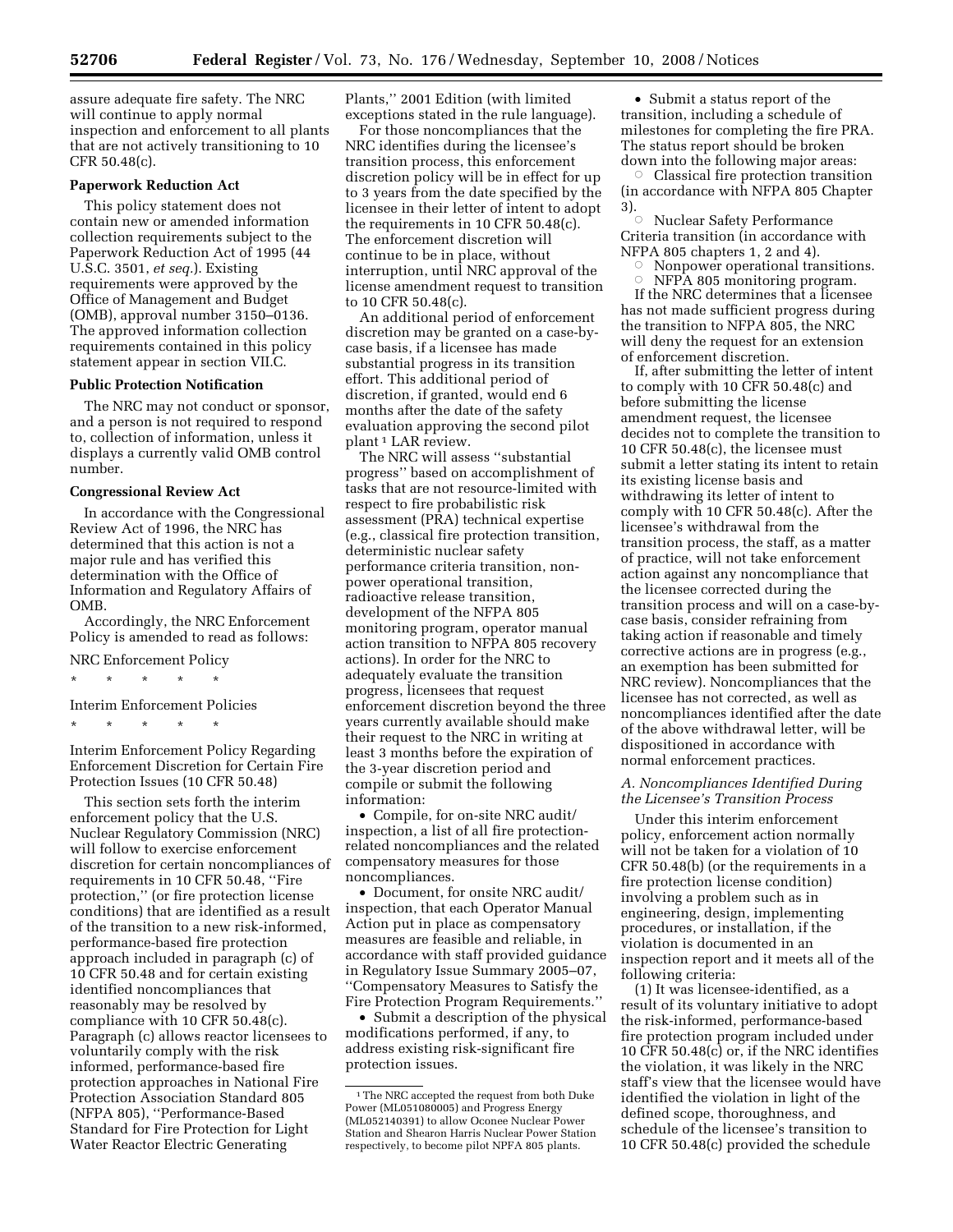assure adequate fire safety. The NRC will continue to apply normal inspection and enforcement to all plants that are not actively transitioning to 10 CFR 50.48(c).

**Paperwork Reduction Act**

This policy statement does not contain new or amended information collection requirements subject to the Paperwork Reduction Act of 1995 (44 U.S.C. 3501, *et seq.*). Existing requirements were approved by the Office of Management and Budget (OMB), approval number 3150–0136. The approved information collection requirements contained in this policy statement appear in section VII.C.

**Public Protection Notification**

The NRC may not conduct or sponsor, and a person is not required to respond to, collection of information, unless it displays a currently valid OMB control number.

**Congressional Review Act**

In accordance with the Congressional Review Act of 1996, the NRC has determined that this action is not a major rule and has verified this determination with the Office of Information and Regulatory Affairs of OMB.

Accordingly, the NRC Enforcement Policy is amended to read as follows:

NRC Enforcement Policy

\* \* \* \* \*

Interim Enforcement Policies

\* \* \* \* \*

Interim Enforcement Policy Regarding Enforcement Discretion for Certain Fire Protection Issues (10 CFR 50.48)

This section sets forth the interim enforcement policy that the U.S. Nuclear Regulatory Commission (NRC) will follow to exercise enforcement discretion for certain noncompliances of requirements in 10 CFR 50.48, ''Fire protection,'' (or fire protection license conditions) that are identified as a result of the transition to a new risk-informed, performance-based fire protection approach included in paragraph (c) of 10 CFR 50.48 and for certain existing identified noncompliances that reasonably may be resolved by compliance with 10 CFR 50.48(c). Paragraph (c) allows reactor licensees to voluntarily comply with the risk informed, performance-based fire protection approaches in National Fire Protection Association Standard 805 (NFPA 805), ''Performance-Based Standard for Fire Protection for Light Water Reactor Electric Generating Plants,'' 2001 Edition (with limited exceptions stated in the rule language).

For those noncompliances that the NRC identifies during the licensee's transition process, this enforcement discretion policy will be in effect for up to 3 years from the date specified by the licensee in their letter of intent to adopt the requirements in 10 CFR 50.48(c). The enforcement discretion will continue to be in place, without interruption, until NRC approval of the license amendment request to transition to 10 CFR 50.48(c).

An additional period of enforcement discretion may be granted on a case-by-case basis, if a licensee has made substantial progress in its transition effort. This additional period of discretion, if granted, would end 6 months after the date of the safety evaluation approving the second pilot plant[1] LAR review.

The NRC will assess ''substantial progress'' based on accomplishment of tasks that are not resource-limited with respect to fire probabilistic risk assessment (PRA) technical expertise (e.g., classical fire protection transition, deterministic nuclear safety performance criteria transition, non-power operational transition, radioactive release transition, development of the NFPA 805 monitoring program, operator manual action transition to NFPA 805 recovery actions). In order for the NRC to adequately evaluate the transition progress, licensees that request enforcement discretion beyond the three years currently available should make their request to the NRC in writing at least 3 months before the expiration of the 3-year discretion period and compile or submit the following information:

- Compile, for on-site NRC audit/inspection, a list of all fire protection-related noncompliances and the related compensatory measures for those noncompliances.
- Document, for onsite NRC audit/inspection, that each Operator Manual Action put in place as compensatory measures are feasible and reliable, in accordance with staff provided guidance in Regulatory Issue Summary 2005–07, ''Compensatory Measures to Satisfy the Fire Protection Program Requirements.''
- Submit a description of the physical modifications performed, if any, to address existing risk-significant fire protection issues.
- Submit a status report of the transition, including a schedule of milestones for completing the fire PRA. The status report should be broken down into the following major areas:
  - Classical fire protection transition (in accordance with NFPA 805 Chapter 3).
  - Nuclear Safety Performance Criteria transition (in accordance with NFPA 805 chapters 1, 2 and 4).
  - Nonpower operational transitions.
  - NFPA 805 monitoring program.

If the NRC determines that a licensee has not made sufficient progress during the transition to NFPA 805, the NRC will deny the request for an extension of enforcement discretion.

If, after submitting the letter of intent to comply with 10 CFR 50.48(c) and before submitting the license amendment request, the licensee decides not to complete the transition to 10 CFR 50.48(c), the licensee must submit a letter stating its intent to retain its existing license basis and withdrawing its letter of intent to comply with 10 CFR 50.48(c). After the licensee's withdrawal from the transition process, the staff, as a matter of practice, will not take enforcement action against any noncompliance that the licensee corrected during the transition process and will on a case-by-case basis, consider refraining from taking action if reasonable and timely corrective actions are in progress (e.g., an exemption has been submitted for NRC review). Noncompliances that the licensee has not corrected, as well as noncompliances identified after the date of the above withdrawal letter, will be dispositioned in accordance with normal enforcement practices.

*A. Noncompliances Identified During the Licensee's Transition Process*

Under this interim enforcement policy, enforcement action normally will not be taken for a violation of 10 CFR 50.48(b) (or the requirements in a fire protection license condition) involving a problem such as in engineering, design, implementing procedures, or installation, if the violation is documented in an inspection report and it meets all of the following criteria:

(1) It was licensee-identified, as a result of its voluntary initiative to adopt the risk-informed, performance-based fire protection program included under 10 CFR 50.48(c) or, if the NRC identifies the violation, it was likely in the NRC staff's view that the licensee would have identified the violation in light of the defined scope, thoroughness, and schedule of the licensee's transition to 10 CFR 50.48(c) provided the schedule

[1] The NRC accepted the request from both Duke Power (ML051080005) and Progress Energy (ML052140391) to allow Oconee Nuclear Power Station and Shearon Harris Nuclear Power Station respectively, to become pilot NPFA 805 plants.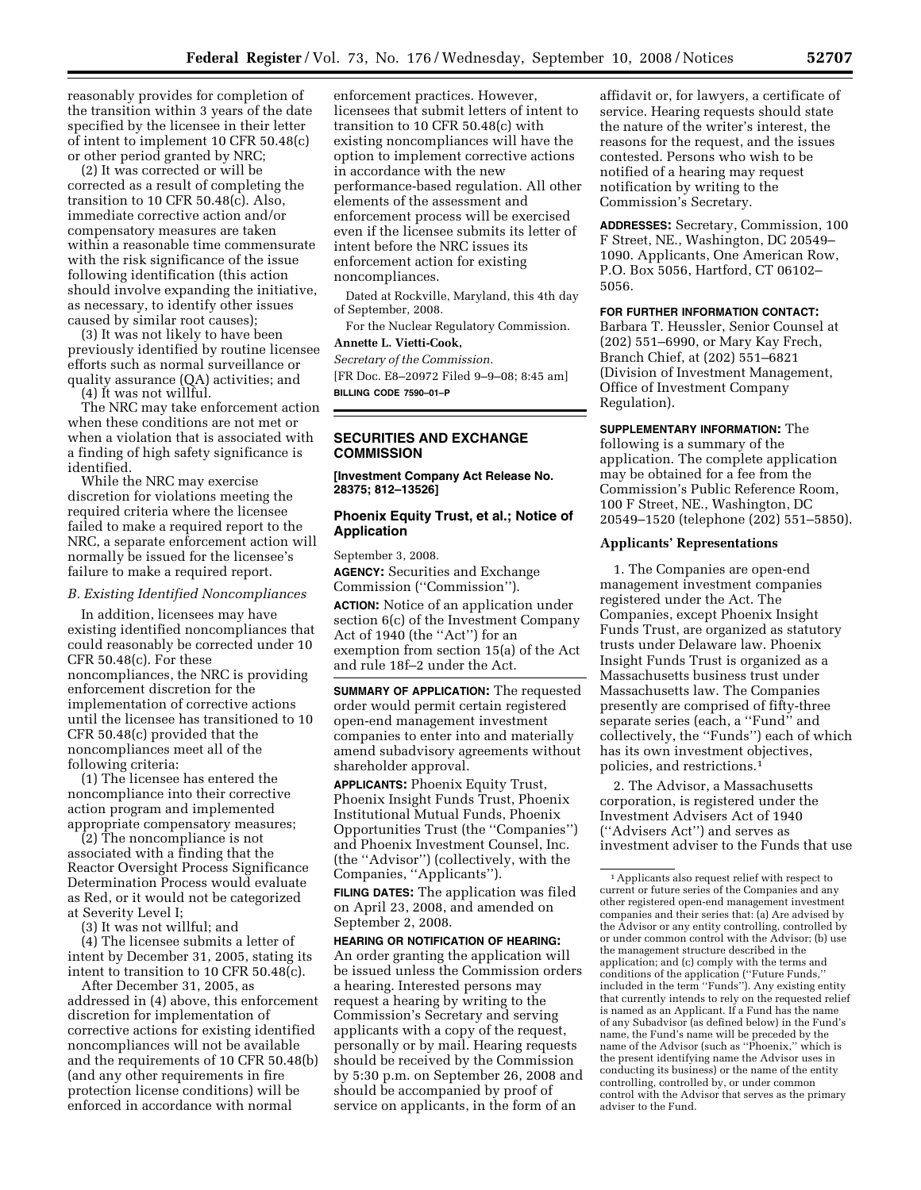reasonably provides for completion of the transition within 3 years of the date specified by the licensee in their letter of intent to implement 10 CFR 50.48(c) or other period granted by NRC;

(2) It was corrected or will be corrected as a result of completing the transition to 10 CFR 50.48(c). Also, immediate corrective action and/or compensatory measures are taken within a reasonable time commensurate with the risk significance of the issue following identification (this action should involve expanding the initiative, as necessary, to identify other issues caused by similar root causes);

(3) It was not likely to have been previously identified by routine licensee efforts such as normal surveillance or quality assurance (QA) activities; and

(4) It was not willful.

The NRC may take enforcement action when these conditions are not met or when a violation that is associated with a finding of high safety significance is identified.

While the NRC may exercise discretion for violations meeting the required criteria where the licensee failed to make a required report to the NRC, a separate enforcement action will normally be issued for the licensee's failure to make a required report.

*B. Existing Identified Noncompliances*

In addition, licensees may have existing identified noncompliances that could reasonably be corrected under 10 CFR 50.48(c). For these noncompliances, the NRC is providing enforcement discretion for the implementation of corrective actions until the licensee has transitioned to 10 CFR 50.48(c) provided that the noncompliances meet all of the following criteria:

(1) The licensee has entered the noncompliance into their corrective action program and implemented appropriate compensatory measures;

(2) The noncompliance is not associated with a finding that the Reactor Oversight Process Significance Determination Process would evaluate as Red, or it would not be categorized at Severity Level I;

(3) It was not willful; and

(4) The licensee submits a letter of intent by December 31, 2005, stating its intent to transition to 10 CFR 50.48(c).

After December 31, 2005, as addressed in (4) above, this enforcement discretion for implementation of corrective actions for existing identified noncompliances will not be available and the requirements of 10 CFR 50.48(b) (and any other requirements in fire protection license conditions) will be enforced in accordance with normal enforcement practices. However, licensees that submit letters of intent to transition to 10 CFR 50.48(c) with existing noncompliances will have the option to implement corrective actions in accordance with the new performance-based regulation. All other elements of the assessment and enforcement process will be exercised even if the licensee submits its letter of intent before the NRC issues its enforcement action for existing noncompliances.

Dated at Rockville, Maryland, this 4th day of September, 2008.

For the Nuclear Regulatory Commission.

**Annette L. Vietti-Cook,**

*Secretary of the Commission.*

[FR Doc. E8–20972 Filed 9–9–08; 8:45 am]

**BILLING CODE 7590–01–P**

## SECURITIES AND EXCHANGE COMMISSION

**[Investment Company Act Release No. 28375; 812–13526]**

### Phoenix Equity Trust, et al.; Notice of Application

September 3, 2008.

**AGENCY:** Securities and Exchange Commission (''Commission'').

**ACTION:** Notice of an application under section 6(c) of the Investment Company Act of 1940 (the ''Act'') for an exemption from section 15(a) of the Act and rule 18f–2 under the Act.

**SUMMARY OF APPLICATION:** The requested order would permit certain registered open-end management investment companies to enter into and materially amend subadvisory agreements without shareholder approval.

**APPLICANTS:** Phoenix Equity Trust, Phoenix Insight Funds Trust, Phoenix Institutional Mutual Funds, Phoenix Opportunities Trust (the ''Companies'') and Phoenix Investment Counsel, Inc. (the ''Advisor'') (collectively, with the Companies, ''Applicants'').

**FILING DATES:** The application was filed on April 23, 2008, and amended on September 2, 2008.

**HEARING OR NOTIFICATION OF HEARING:** An order granting the application will be issued unless the Commission orders a hearing. Interested persons may request a hearing by writing to the Commission's Secretary and serving applicants with a copy of the request, personally or by mail. Hearing requests should be received by the Commission by 5:30 p.m. on September 26, 2008 and should be accompanied by proof of service on applicants, in the form of an affidavit or, for lawyers, a certificate of service. Hearing requests should state the nature of the writer's interest, the reasons for the request, and the issues contested. Persons who wish to be notified of a hearing may request notification by writing to the Commission's Secretary.

**ADDRESSES:** Secretary, Commission, 100 F Street, NE., Washington, DC 20549–1090. Applicants, One American Row, P.O. Box 5056, Hartford, CT 06102–5056.

**FOR FURTHER INFORMATION CONTACT:** Barbara T. Heussler, Senior Counsel at (202) 551–6990, or Mary Kay Frech, Branch Chief, at (202) 551–6821 (Division of Investment Management, Office of Investment Company Regulation).

**SUPPLEMENTARY INFORMATION:** The following is a summary of the application. The complete application may be obtained for a fee from the Commission's Public Reference Room, 100 F Street, NE., Washington, DC 20549–1520 (telephone (202) 551–5850).

#### Applicants' Representations

1. The Companies are open-end management investment companies registered under the Act. The Companies, except Phoenix Insight Funds Trust, are organized as statutory trusts under Delaware law. Phoenix Insight Funds Trust is organized as a Massachusetts business trust under Massachusetts law. The Companies presently are comprised of fifty-three separate series (each, a ''Fund'' and collectively, the ''Funds'') each of which has its own investment objectives, policies, and restrictions.[1]

2. The Advisor, a Massachusetts corporation, is registered under the Investment Advisers Act of 1940 (''Advisers Act'') and serves as investment adviser to the Funds that use

[1] Applicants also request relief with respect to current or future series of the Companies and any other registered open-end management investment companies and their series that: (a) Are advised by the Advisor or any entity controlling, controlled by or under common control with the Advisor; (b) use the management structure described in the application; and (c) comply with the terms and conditions of the application (''Future Funds,'' included in the term ''Funds''). Any existing entity that currently intends to rely on the requested relief is named as an Applicant. If a Fund has the name of any Subadvisor (as defined below) in the Fund's name, the Fund's name will be preceded by the name of the Advisor (such as ''Phoenix,'' which is the present identifying name the Advisor uses in conducting its business) or the name of the entity controlling, controlled by, or under common control with the Advisor that serves as the primary adviser to the Fund.